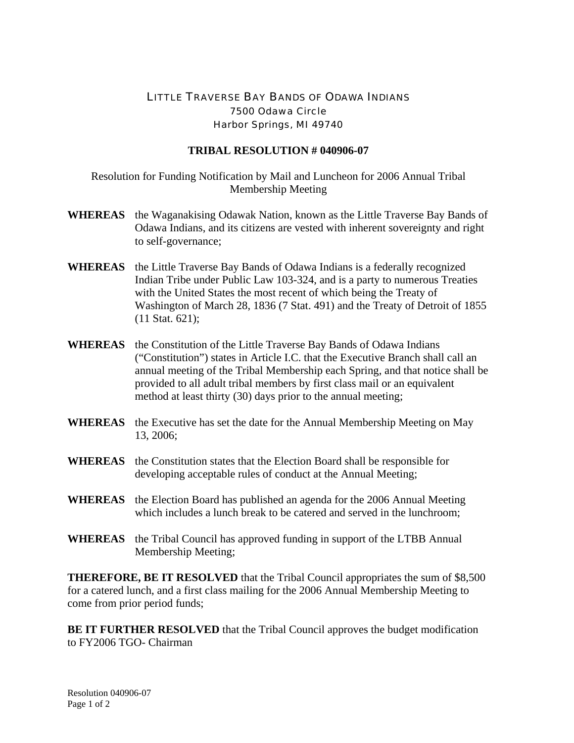LITTLE TRAVERSE BAY BANDS OF ODAWA INDIANS
7500 Odawa Circle
Harbor Springs, MI 49740

**TRIBAL RESOLUTION # 040906-07**

Resolution for Funding Notification by Mail and Luncheon for 2006 Annual Tribal Membership Meeting

**WHEREAS** the Waganakising Odawak Nation, known as the Little Traverse Bay Bands of Odawa Indians, and its citizens are vested with inherent sovereignty and right to self-governance;

**WHEREAS** the Little Traverse Bay Bands of Odawa Indians is a federally recognized Indian Tribe under Public Law 103-324, and is a party to numerous Treaties with the United States the most recent of which being the Treaty of Washington of March 28, 1836 (7 Stat. 491) and the Treaty of Detroit of 1855 (11 Stat. 621);

**WHEREAS** the Constitution of the Little Traverse Bay Bands of Odawa Indians ("Constitution") states in Article I.C. that the Executive Branch shall call an annual meeting of the Tribal Membership each Spring, and that notice shall be provided to all adult tribal members by first class mail or an equivalent method at least thirty (30) days prior to the annual meeting;

**WHEREAS** the Executive has set the date for the Annual Membership Meeting on May 13, 2006;

**WHEREAS** the Constitution states that the Election Board shall be responsible for developing acceptable rules of conduct at the Annual Meeting;

**WHEREAS** the Election Board has published an agenda for the 2006 Annual Meeting which includes a lunch break to be catered and served in the lunchroom;

**WHEREAS** the Tribal Council has approved funding in support of the LTBB Annual Membership Meeting;

**THEREFORE, BE IT RESOLVED** that the Tribal Council appropriates the sum of $8,500 for a catered lunch, and a first class mailing for the 2006 Annual Membership Meeting to come from prior period funds;

**BE IT FURTHER RESOLVED** that the Tribal Council approves the budget modification to FY2006 TGO- Chairman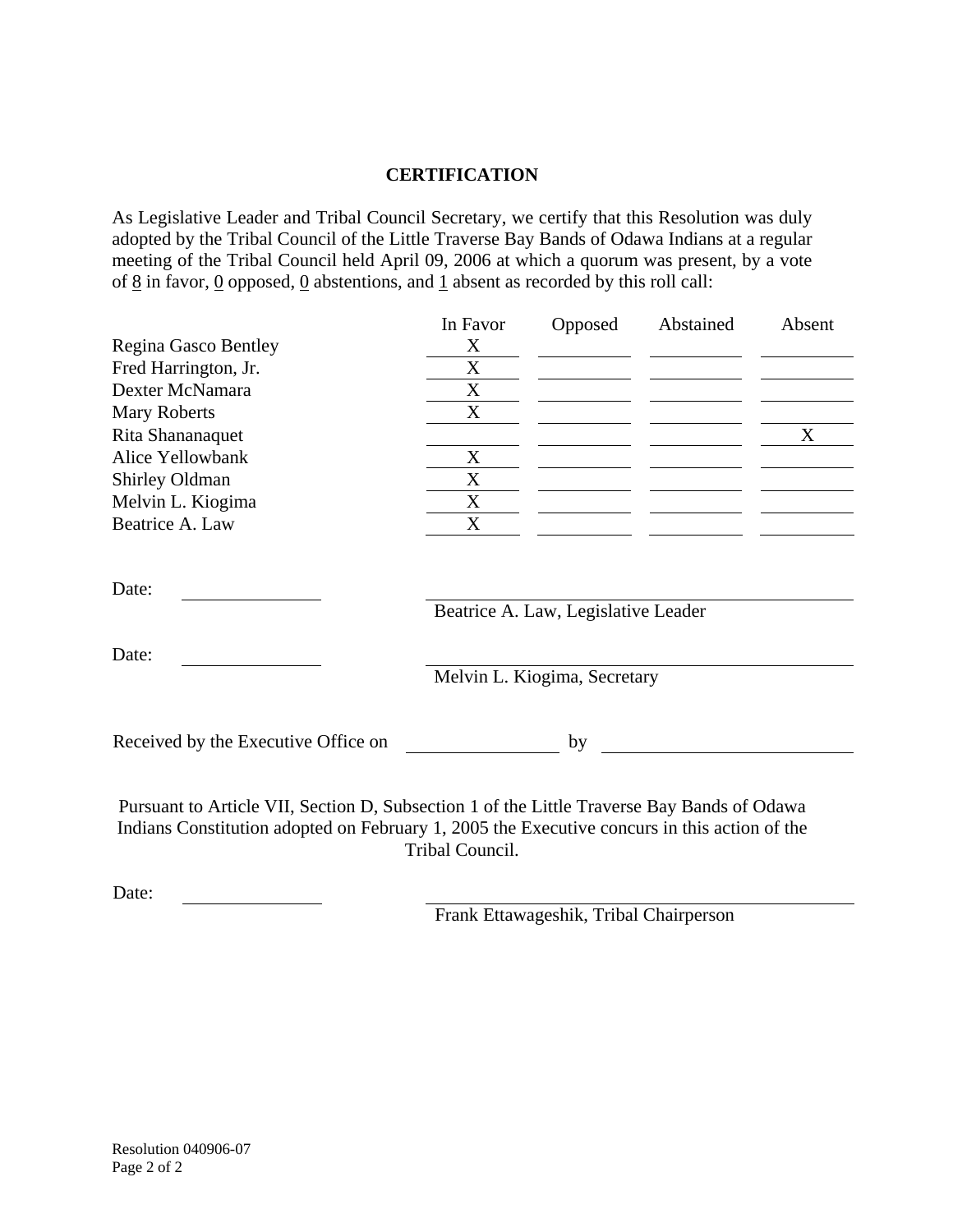## CERTIFICATION

As Legislative Leader and Tribal Council Secretary, we certify that this Resolution was duly adopted by the Tribal Council of the Little Traverse Bay Bands of Odawa Indians at a regular meeting of the Tribal Council held April 09, 2006 at which a quorum was present, by a vote of 8 in favor, 0 opposed, 0 abstentions, and 1 absent as recorded by this roll call:

| | In Favor | Opposed | Abstained | Absent |
|---|---|---|---|---|
| Regina Gasco Bentley | X | | | |
| Fred Harrington, Jr. | X | | | |
| Dexter McNamara | X | | | |
| Mary Roberts | X | | | |
| Rita Shananaquet | | | | X |
| Alice Yellowbank | X | | | |
| Shirley Oldman | X | | | |
| Melvin L. Kiogima | X | | | |
| Beatrice A. Law | X | | | |

Date: ______________ ________________________________
Beatrice A. Law, Legislative Leader

Date: ______________ ________________________________
Melvin L. Kiogima, Secretary

Received by the Executive Office on ______________ by ______________________

Pursuant to Article VII, Section D, Subsection 1 of the Little Traverse Bay Bands of Odawa Indians Constitution adopted on February 1, 2005 the Executive concurs in this action of the Tribal Council.

Date: ______________ ________________________________
Frank Ettawageshik, Tribal Chairperson

Resolution 040906-07